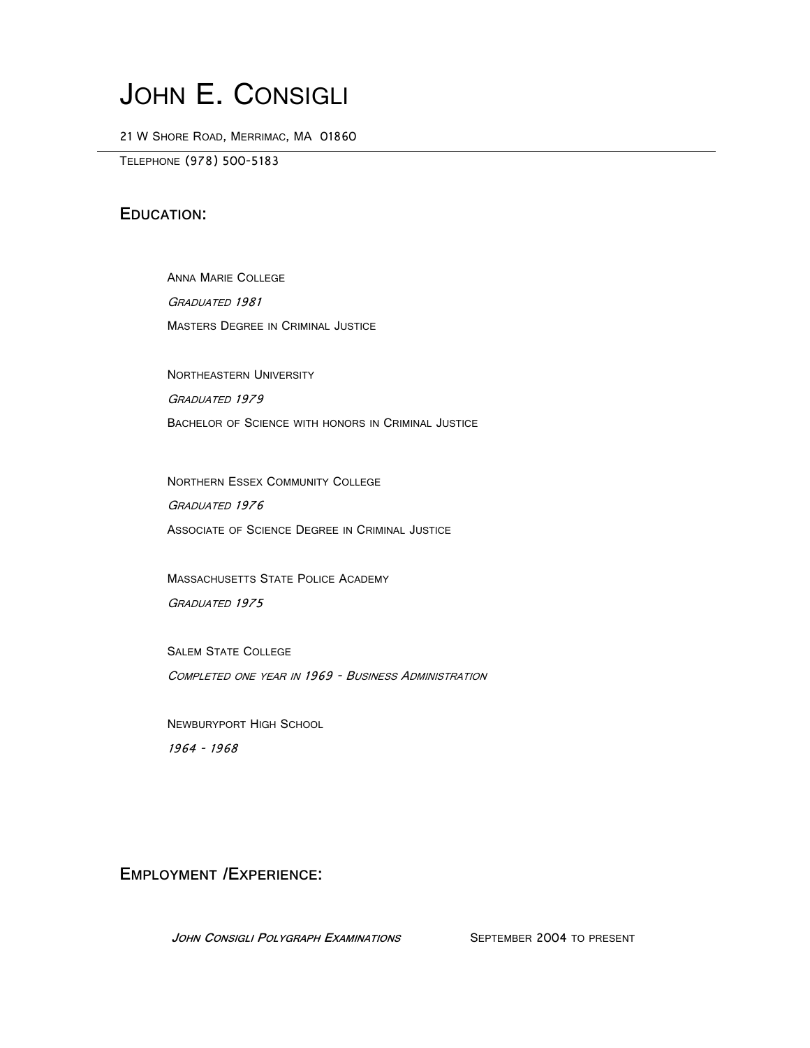# John E. Consigli

21 W Shore Road, Merrimac, MA 01860

Telephone (978) 500-5183

## Education:

Anna Marie College

*Graduated 1981*

Masters Degree in Criminal Justice

Northeastern University

*Graduated 1979*

Bachelor of Science with honors in Criminal Justice

Northern Essex Community College

*Graduated 1976*

Associate of Science Degree in Criminal Justice

Massachusetts State Police Academy

*Graduated 1975*

Salem State College

*Completed one year in 1969 - Business Administration*

Newburyport High School

*1964 - 1968*

## Employment /Experience:

***John Consigli Polygraph Examinations*** September 2004 to present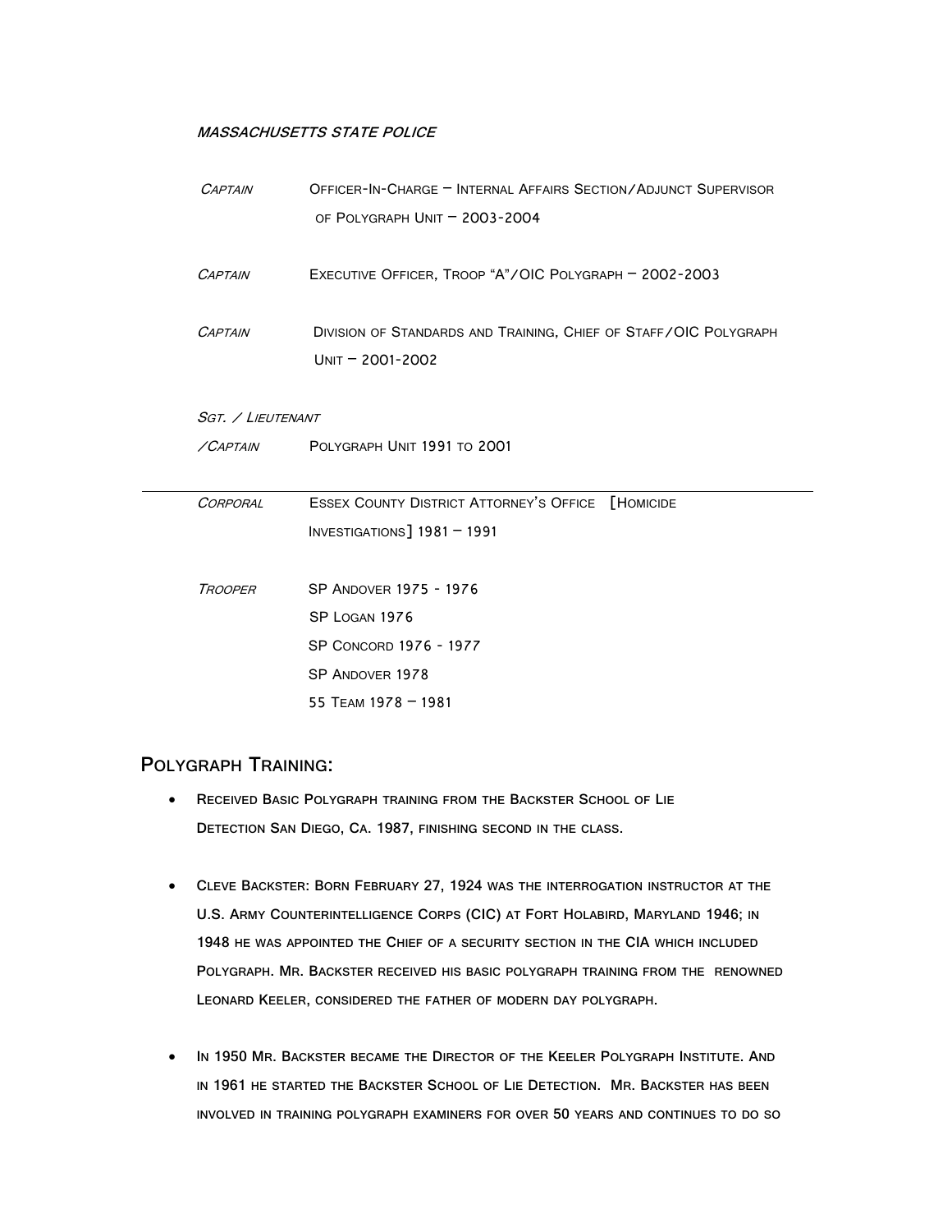***Massachusetts State Police***

| | |
|---|---|
| *Captain* | Officer-In-Charge – Internal Affairs Section/Adjunct Supervisor of Polygraph Unit – 2003-2004 |
| *Captain* | Executive Officer, Troop "A"/OIC Polygraph – 2002-2003 |
| *Captain* | Division of Standards and Training, Chief of Staff/OIC Polygraph Unit – 2001-2002 |
| *Sgt. / Lieutenant /Captain* | Polygraph Unit 1991 to 2001 |

---

| | |
|---|---|
| *Corporal* | Essex County District Attorney's Office [Homicide Investigations] 1981 – 1991 |
| *Trooper* | SP Andover 1975 - 1976<br>SP Logan 1976<br>SP Concord 1976 - 1977<br>SP Andover 1978<br>55 Team 1978 – 1981 |

## Polygraph Training:

- **Received Basic Polygraph training from the Backster School of Lie Detection San Diego, Ca. 1987, finishing second in the class.**

- **Cleve Backster: Born February 27, 1924 was the interrogation instructor at the U.S. Army Counterintelligence Corps (CIC) at Fort Holabird, Maryland 1946; in 1948 he was appointed the Chief of a security section in the CIA which included Polygraph. Mr. Backster received his basic polygraph training from the renowned Leonard Keeler, considered the father of modern day polygraph.**

- **In 1950 Mr. Backster became the Director of the Keeler Polygraph Institute. And in 1961 he started the Backster School of Lie Detection. Mr. Backster has been involved in training polygraph examiners for over 50 years and continues to do so**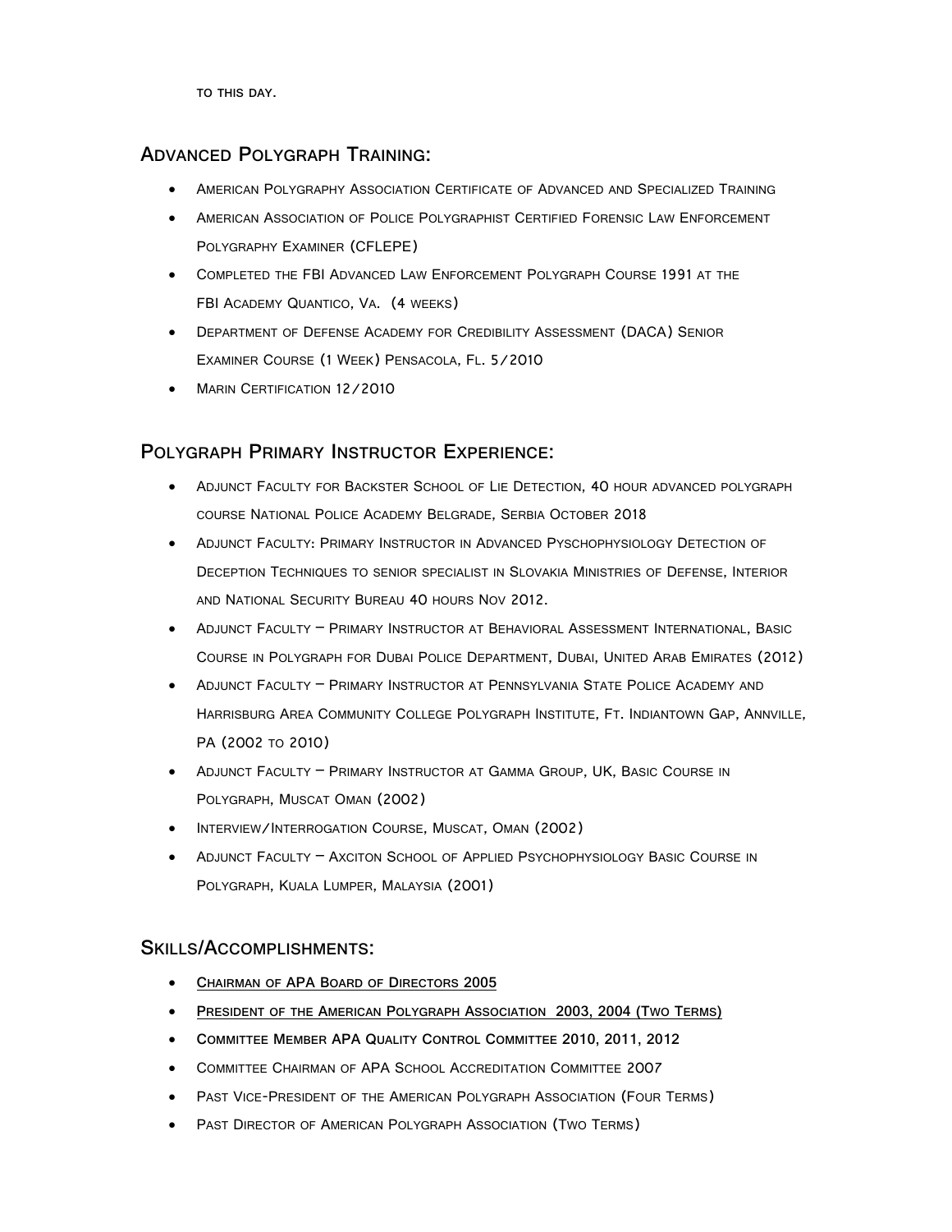to this day.

## Advanced Polygraph Training:

- American Polygraphy Association Certificate of Advanced and Specialized Training
- American Association of Police Polygraphist Certified Forensic Law Enforcement Polygraphy Examiner (CFLEPE)
- Completed the FBI Advanced Law Enforcement Polygraph Course 1991 at the FBI Academy Quantico, Va. (4 weeks)
- Department of Defense Academy for Credibility Assessment (DACA) Senior Examiner Course (1 Week) Pensacola, Fl. 5/2010
- Marin Certification 12/2010

## Polygraph Primary Instructor Experience:

- Adjunct Faculty for Backster School of Lie Detection, 40 hour advanced polygraph course National Police Academy Belgrade, Serbia October 2018
- Adjunct Faculty: Primary Instructor in Advanced Pyschophysiology Detection of Deception Techniques to senior specialist in Slovakia Ministries of Defense, Interior and National Security Bureau 40 hours Nov 2012.
- Adjunct Faculty – Primary Instructor at Behavioral Assessment International, Basic Course in Polygraph for Dubai Police Department, Dubai, United Arab Emirates (2012)
- Adjunct Faculty – Primary Instructor at Pennsylvania State Police Academy and Harrisburg Area Community College Polygraph Institute, Ft. Indiantown Gap, Annville, PA (2002 to 2010)
- Adjunct Faculty – Primary Instructor at Gamma Group, UK, Basic Course in Polygraph, Muscat Oman (2002)
- Interview/Interrogation Course, Muscat, Oman (2002)
- Adjunct Faculty – Axciton School of Applied Psychophysiology Basic Course in Polygraph, Kuala Lumper, Malaysia (2001)

## Skills/Accomplishments:

- <u>**Chairman of APA Board of Directors 2005**</u>
- <u>**President of the American Polygraph Association 2003, 2004 (Two Terms)**</u>
- **Committee Member APA Quality Control Committee 2010, 2011, 2012**
- Committee Chairman of APA School Accreditation Committee 2007
- Past Vice-President of the American Polygraph Association (Four Terms)
- Past Director of American Polygraph Association (Two Terms)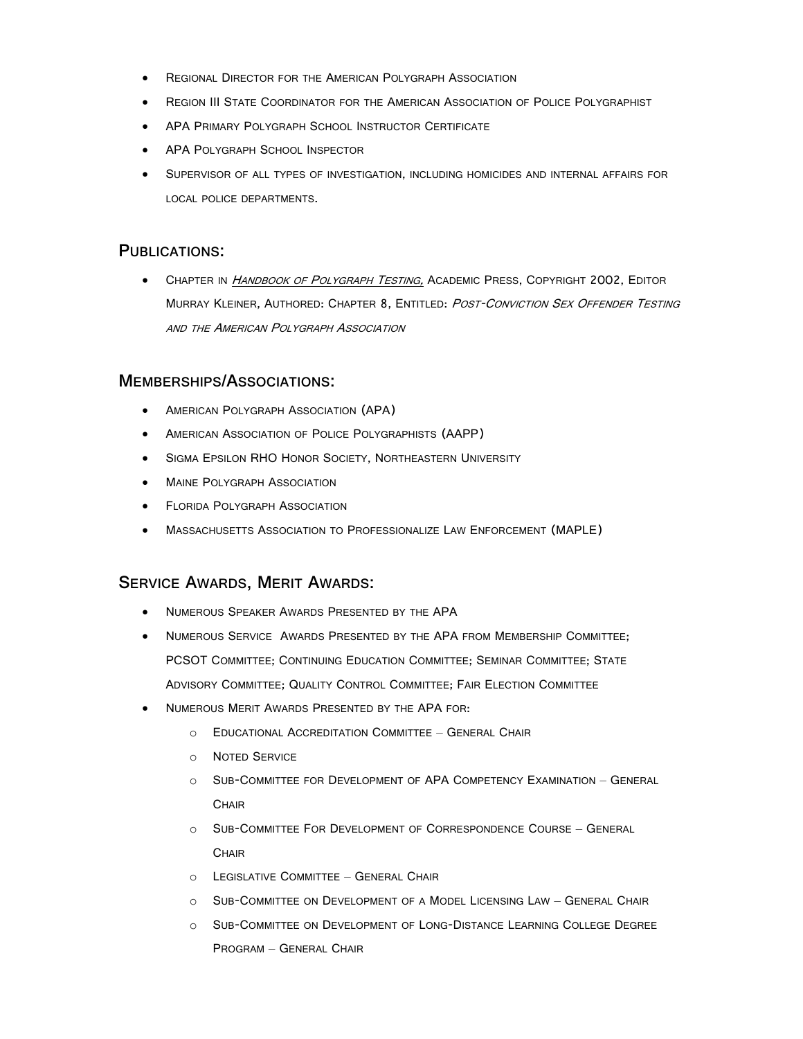- Regional Director for the American Polygraph Association
- Region III State Coordinator for the American Association of Police Polygraphist
- APA Primary Polygraph School Instructor Certificate
- APA Polygraph School Inspector
- Supervisor of all types of investigation, including homicides and internal affairs for local police departments.

## Publications:

- Chapter in *Handbook of Polygraph Testing,* Academic Press, Copyright 2002, Editor Murray Kleiner, Authored: Chapter 8, Entitled: *Post-Conviction Sex Offender Testing and the American Polygraph Association*

## Memberships/Associations:

- American Polygraph Association (APA)
- American Association of Police Polygraphists (AAPP)
- Sigma Epsilon RHO Honor Society, Northeastern University
- Maine Polygraph Association
- Florida Polygraph Association
- Massachusetts Association to Professionalize Law Enforcement (MAPLE)

## Service Awards, Merit Awards:

- Numerous Speaker Awards Presented by the APA
- Numerous Service Awards Presented by the APA from Membership Committee; PCSOT Committee; Continuing Education Committee; Seminar Committee; State Advisory Committee; Quality Control Committee; Fair Election Committee
- Numerous Merit Awards Presented by the APA for:
  - Educational Accreditation Committee – General Chair
  - Noted Service
  - Sub-Committee for Development of APA Competency Examination – General Chair
  - Sub-Committee For Development of Correspondence Course – General Chair
  - Legislative Committee – General Chair
  - Sub-Committee on Development of a Model Licensing Law – General Chair
  - Sub-Committee on Development of Long-Distance Learning College Degree Program – General Chair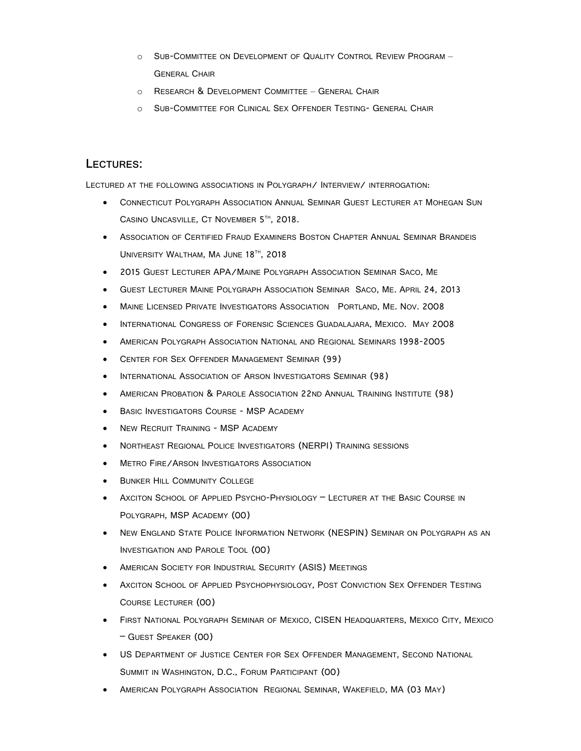- Sub-Committee on Development of Quality Control Review Program – General Chair
- Research & Development Committee – General Chair
- Sub-Committee for Clinical Sex Offender Testing- General Chair

## Lectures:

Lectured at the following associations in Polygraph/ Interview/ interrogation:

- Connecticut Polygraph Association Annual Seminar Guest Lecturer at Mohegan Sun Casino Uncasville, Ct November 5th, 2018.
- Association of Certified Fraud Examiners Boston Chapter Annual Seminar Brandeis University Waltham, Ma June 18th, 2018
- 2015 Guest Lecturer APA/Maine Polygraph Association Seminar Saco, Me
- Guest Lecturer Maine Polygraph Association Seminar Saco, Me. April 24, 2013
- Maine Licensed Private Investigators Association Portland, Me. Nov. 2008
- International Congress of Forensic Sciences Guadalajara, Mexico. May 2008
- American Polygraph Association National and Regional Seminars 1998-2005
- Center for Sex Offender Management Seminar (99)
- International Association of Arson Investigators Seminar (98)
- American Probation & Parole Association 22nd Annual Training Institute (98)
- Basic Investigators Course - MSP Academy
- New Recruit Training - MSP Academy
- Northeast Regional Police Investigators (NERPI) Training sessions
- Metro Fire/Arson Investigators Association
- Bunker Hill Community College
- Axciton School of Applied Psycho-Physiology – Lecturer at the Basic Course in Polygraph, MSP Academy (00)
- New England State Police Information Network (NESPIN) Seminar on Polygraph as an Investigation and Parole Tool (00)
- American Society for Industrial Security (ASIS) Meetings
- Axciton School of Applied Psychophysiology, Post Conviction Sex Offender Testing Course Lecturer (00)
- First National Polygraph Seminar of Mexico, CISEN Headquarters, Mexico City, Mexico – Guest Speaker (00)
- US Department of Justice Center for Sex Offender Management, Second National Summit in Washington, D.C., Forum Participant (00)
- American Polygraph Association Regional Seminar, Wakefield, MA (03 May)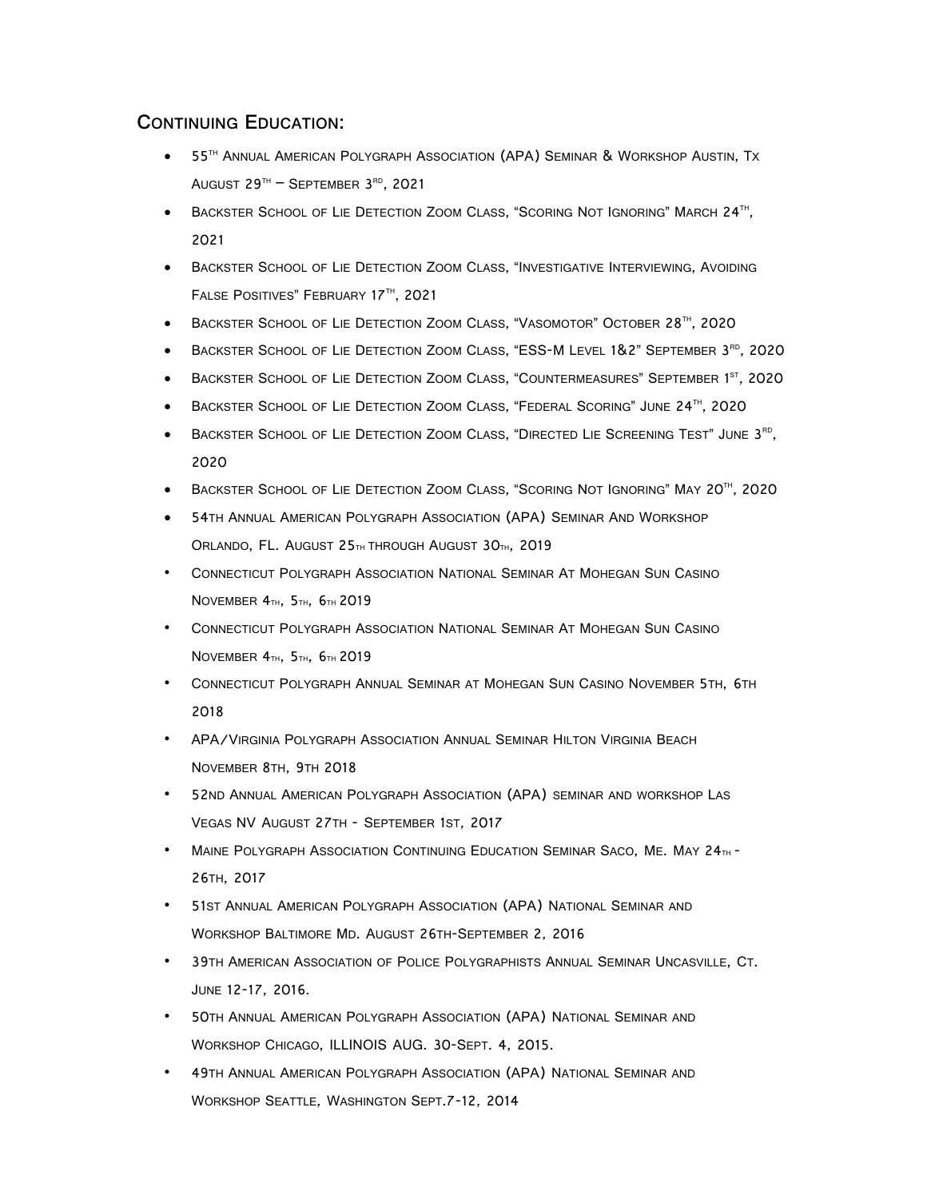## Continuing Education:

- 55th Annual American Polygraph Association (APA) Seminar & Workshop Austin, Tx August 29th – September 3rd, 2021
- Backster School of Lie Detection Zoom Class, "Scoring Not Ignoring" March 24th, 2021
- Backster School of Lie Detection Zoom Class, "Investigative Interviewing, Avoiding False Positives" February 17th, 2021
- Backster School of Lie Detection Zoom Class, "Vasomotor" October 28th, 2020
- Backster School of Lie Detection Zoom Class, "ESS-M Level 1&2" September 3rd, 2020
- Backster School of Lie Detection Zoom Class, "Countermeasures" September 1st, 2020
- Backster School of Lie Detection Zoom Class, "Federal Scoring" June 24th, 2020
- Backster School of Lie Detection Zoom Class, "Directed Lie Screening Test" June 3rd, 2020
- Backster School of Lie Detection Zoom Class, "Scoring Not Ignoring" May 20th, 2020
- 54th Annual American Polygraph Association (APA) Seminar And Workshop Orlando, FL. August 25th through August 30th, 2019
- Connecticut Polygraph Association National Seminar At Mohegan Sun Casino November 4th, 5th, 6th 2019
- Connecticut Polygraph Association National Seminar At Mohegan Sun Casino November 4th, 5th, 6th 2019
- Connecticut Polygraph Annual Seminar at Mohegan Sun Casino November 5th, 6th 2018
- APA/Virginia Polygraph Association Annual Seminar Hilton Virginia Beach November 8th, 9th 2018
- 52nd Annual American Polygraph Association (APA) seminar and workshop Las Vegas NV August 27th - September 1st, 2017
- Maine Polygraph Association Continuing Education Seminar Saco, Me. May 24th - 26th, 2017
- 51st Annual American Polygraph Association (APA) National Seminar and Workshop Baltimore Md. August 26th-September 2, 2016
- 39th American Association of Police Polygraphists Annual Seminar Uncasville, Ct. June 12-17, 2016.
- 50th Annual American Polygraph Association (APA) National Seminar and Workshop Chicago, ILLINOIS AUG. 30-Sept. 4, 2015.
- 49th Annual American Polygraph Association (APA) National Seminar and Workshop Seattle, Washington Sept.7-12, 2014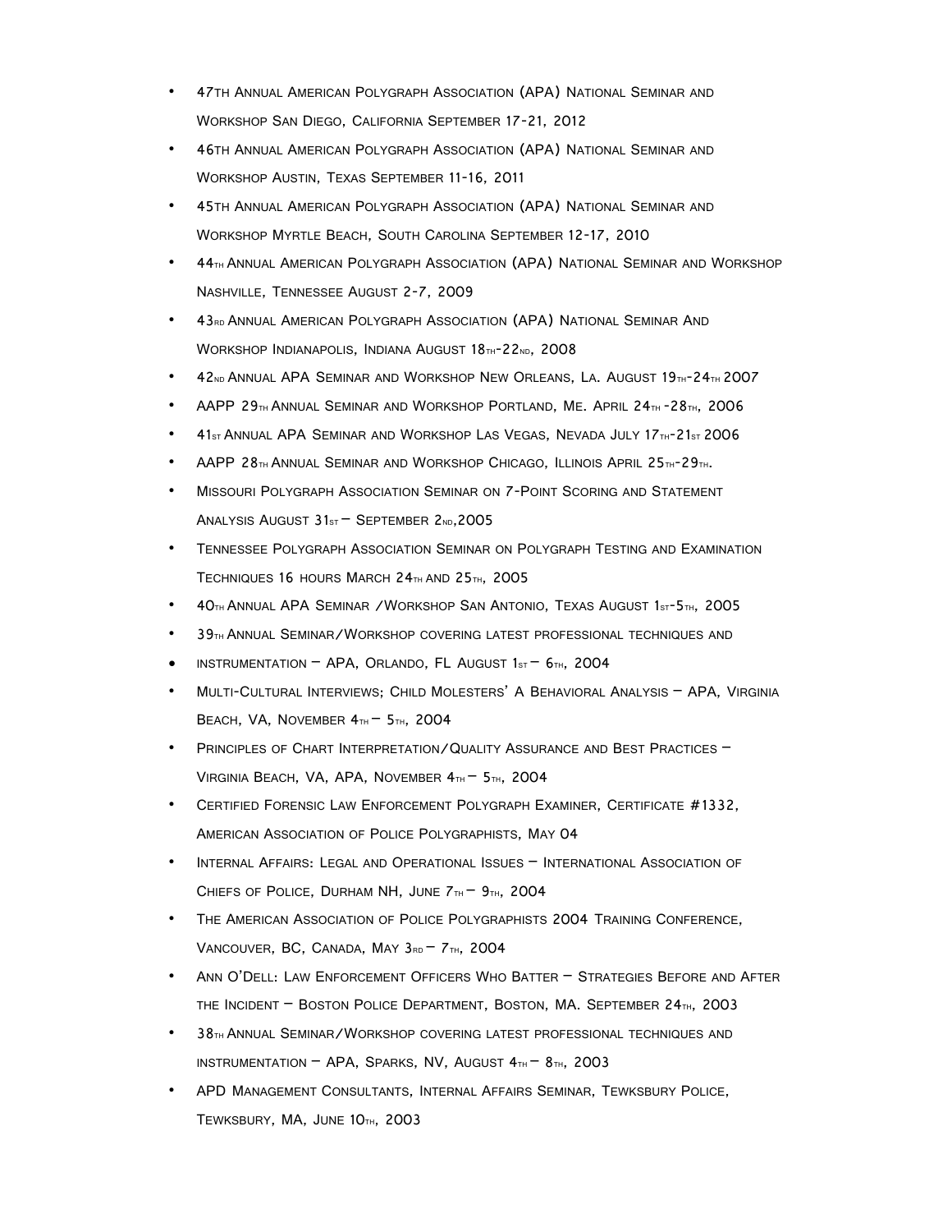- 47th Annual American Polygraph Association (APA) National Seminar and Workshop San Diego, California September 17-21, 2012
- 46th Annual American Polygraph Association (APA) National Seminar and Workshop Austin, Texas September 11-16, 2011
- 45th Annual American Polygraph Association (APA) National Seminar and Workshop Myrtle Beach, South Carolina September 12-17, 2010
- 44th Annual American Polygraph Association (APA) National Seminar and Workshop Nashville, Tennessee August 2-7, 2009
- 43rd Annual American Polygraph Association (APA) National Seminar And Workshop Indianapolis, Indiana August 18th-22nd, 2008
- 42nd Annual APA Seminar and Workshop New Orleans, La. August 19th-24th 2007
- AAPP 29th Annual Seminar and Workshop Portland, Me. April 24th -28th, 2006
- 41st Annual APA Seminar and Workshop Las Vegas, Nevada July 17th-21st 2006
- AAPP 28th Annual Seminar and Workshop Chicago, Illinois April 25th-29th.
- Missouri Polygraph Association Seminar on 7-Point Scoring and Statement Analysis August 31st – September 2nd,2005
- Tennessee Polygraph Association Seminar on Polygraph Testing and Examination Techniques 16 hours March 24th and 25th, 2005
- 40th Annual APA Seminar /Workshop San Antonio, Texas August 1st-5th, 2005
- 39th Annual Seminar/Workshop covering latest professional techniques and
- instrumentation – APA, Orlando, FL August 1st – 6th, 2004
- Multi-Cultural Interviews; Child Molesters' A Behavioral Analysis – APA, Virginia Beach, VA, November 4th – 5th, 2004
- Principles of Chart Interpretation/Quality Assurance and Best Practices – Virginia Beach, VA, APA, November 4th – 5th, 2004
- Certified Forensic Law Enforcement Polygraph Examiner, Certificate #1332, American Association of Police Polygraphists, May 04
- Internal Affairs: Legal and Operational Issues – International Association of Chiefs of Police, Durham NH, June 7th – 9th, 2004
- The American Association of Police Polygraphists 2004 Training Conference, Vancouver, BC, Canada, May 3rd – 7th, 2004
- Ann O'Dell: Law Enforcement Officers Who Batter – Strategies Before and After the Incident – Boston Police Department, Boston, MA. September 24th, 2003
- 38th Annual Seminar/Workshop covering latest professional techniques and instrumentation – APA, Sparks, NV, August 4th – 8th, 2003
- APD Management Consultants, Internal Affairs Seminar, Tewksbury Police, Tewksbury, MA, June 10th, 2003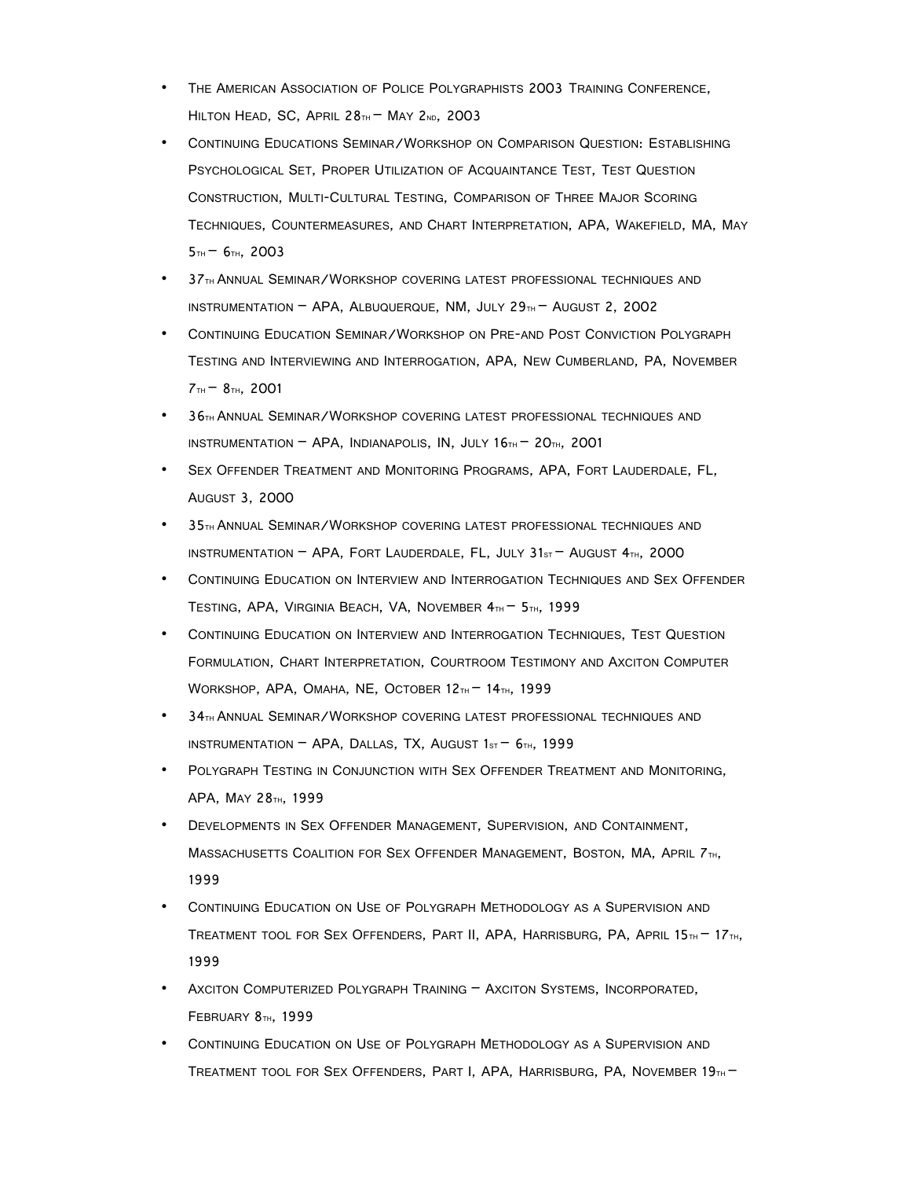- The American Association of Police Polygraphists 2003 Training Conference, Hilton Head, SC, April 28th – May 2nd, 2003
- Continuing Educations Seminar/Workshop on Comparison Question: Establishing Psychological Set, Proper Utilization of Acquaintance Test, Test Question Construction, Multi-Cultural Testing, Comparison of Three Major Scoring Techniques, Countermeasures, and Chart Interpretation, APA, Wakefield, MA, May 5th – 6th, 2003
- 37th Annual Seminar/Workshop covering latest professional techniques and instrumentation – APA, Albuquerque, NM, July 29th – August 2, 2002
- Continuing Education Seminar/Workshop on Pre-and Post Conviction Polygraph Testing and Interviewing and Interrogation, APA, New Cumberland, PA, November 7th – 8th, 2001
- 36th Annual Seminar/Workshop covering latest professional techniques and instrumentation – APA, Indianapolis, IN, July 16th – 20th, 2001
- Sex Offender Treatment and Monitoring Programs, APA, Fort Lauderdale, FL, August 3, 2000
- 35th Annual Seminar/Workshop covering latest professional techniques and instrumentation – APA, Fort Lauderdale, FL, July 31st – August 4th, 2000
- Continuing Education on Interview and Interrogation Techniques and Sex Offender Testing, APA, Virginia Beach, VA, November 4th – 5th, 1999
- Continuing Education on Interview and Interrogation Techniques, Test Question Formulation, Chart Interpretation, Courtroom Testimony and Axciton Computer Workshop, APA, Omaha, NE, October 12th – 14th, 1999
- 34th Annual Seminar/Workshop covering latest professional techniques and instrumentation – APA, Dallas, TX, August 1st – 6th, 1999
- Polygraph Testing in Conjunction with Sex Offender Treatment and Monitoring, APA, May 28th, 1999
- Developments in Sex Offender Management, Supervision, and Containment, Massachusetts Coalition for Sex Offender Management, Boston, MA, April 7th, 1999
- Continuing Education on Use of Polygraph Methodology as a Supervision and Treatment tool for Sex Offenders, Part II, APA, Harrisburg, PA, April 15th – 17th, 1999
- Axciton Computerized Polygraph Training – Axciton Systems, Incorporated, February 8th, 1999
- Continuing Education on Use of Polygraph Methodology as a Supervision and Treatment tool for Sex Offenders, Part I, APA, Harrisburg, PA, November 19th –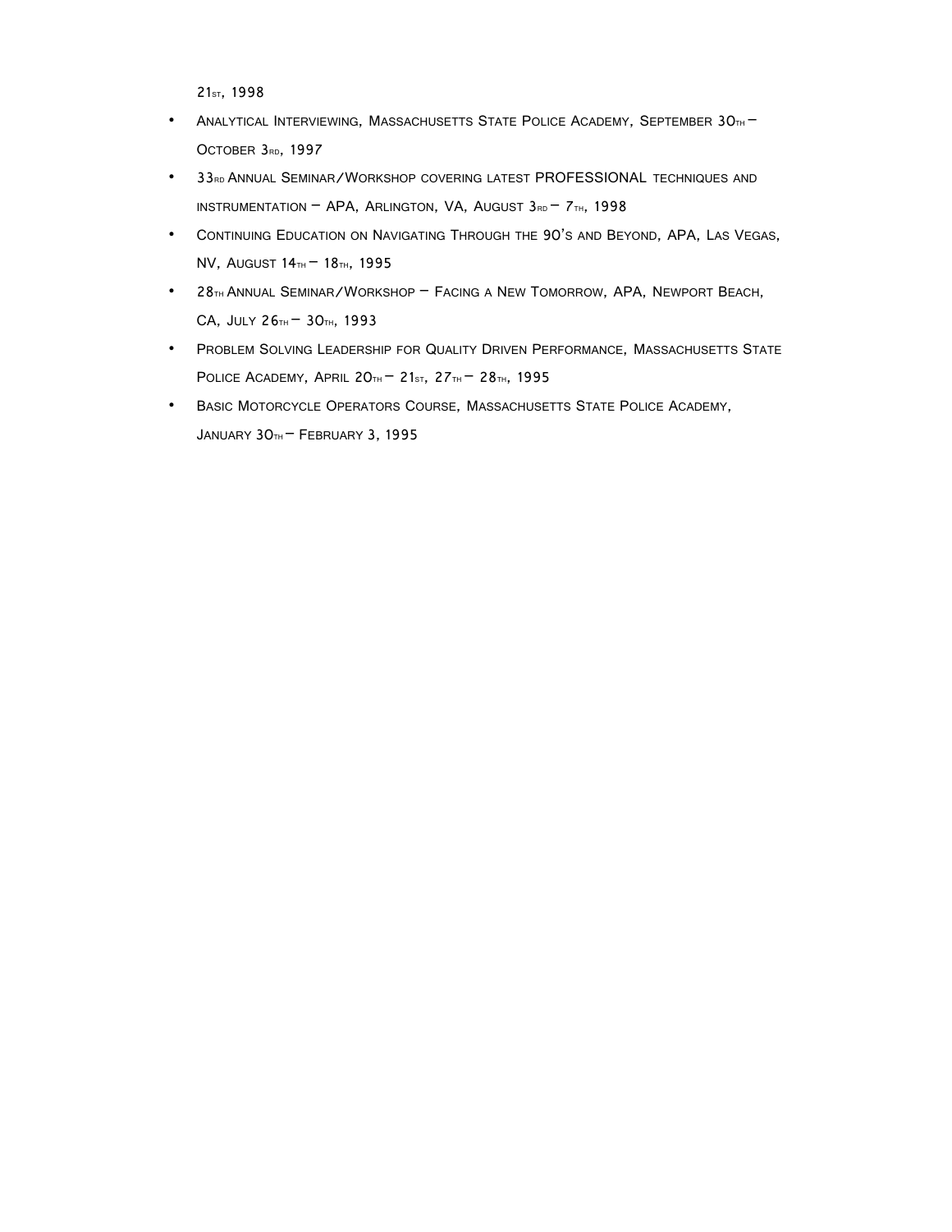21st, 1998

- Analytical Interviewing, Massachusetts State Police Academy, September 30th – October 3rd, 1997
- 33rd Annual Seminar/Workshop covering latest PROFESSIONAL techniques and instrumentation – APA, Arlington, VA, August 3rd – 7th, 1998
- Continuing Education on Navigating Through the 90's and Beyond, APA, Las Vegas, NV, August 14th – 18th, 1995
- 28th Annual Seminar/Workshop – Facing a New Tomorrow, APA, Newport Beach, CA, July 26th – 30th, 1993
- Problem Solving Leadership for Quality Driven Performance, Massachusetts State Police Academy, April 20th – 21st, 27th – 28th, 1995
- Basic Motorcycle Operators Course, Massachusetts State Police Academy, January 30th – February 3, 1995